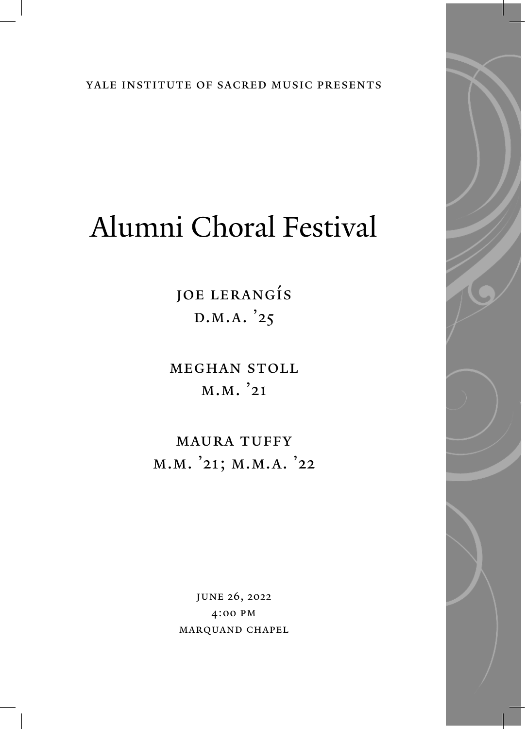YALE INSTITUTE OF SACRED MUSIC PRESENTS

# Alumni Choral Festival

JOE LERANGÍS
D.M.A. '25

MEGHAN STOLL
M.M. '21

MAURA TUFFY
M.M. '21; M.M.A. '22

JUNE 26, 2022
4:00 PM
MARQUAND CHAPEL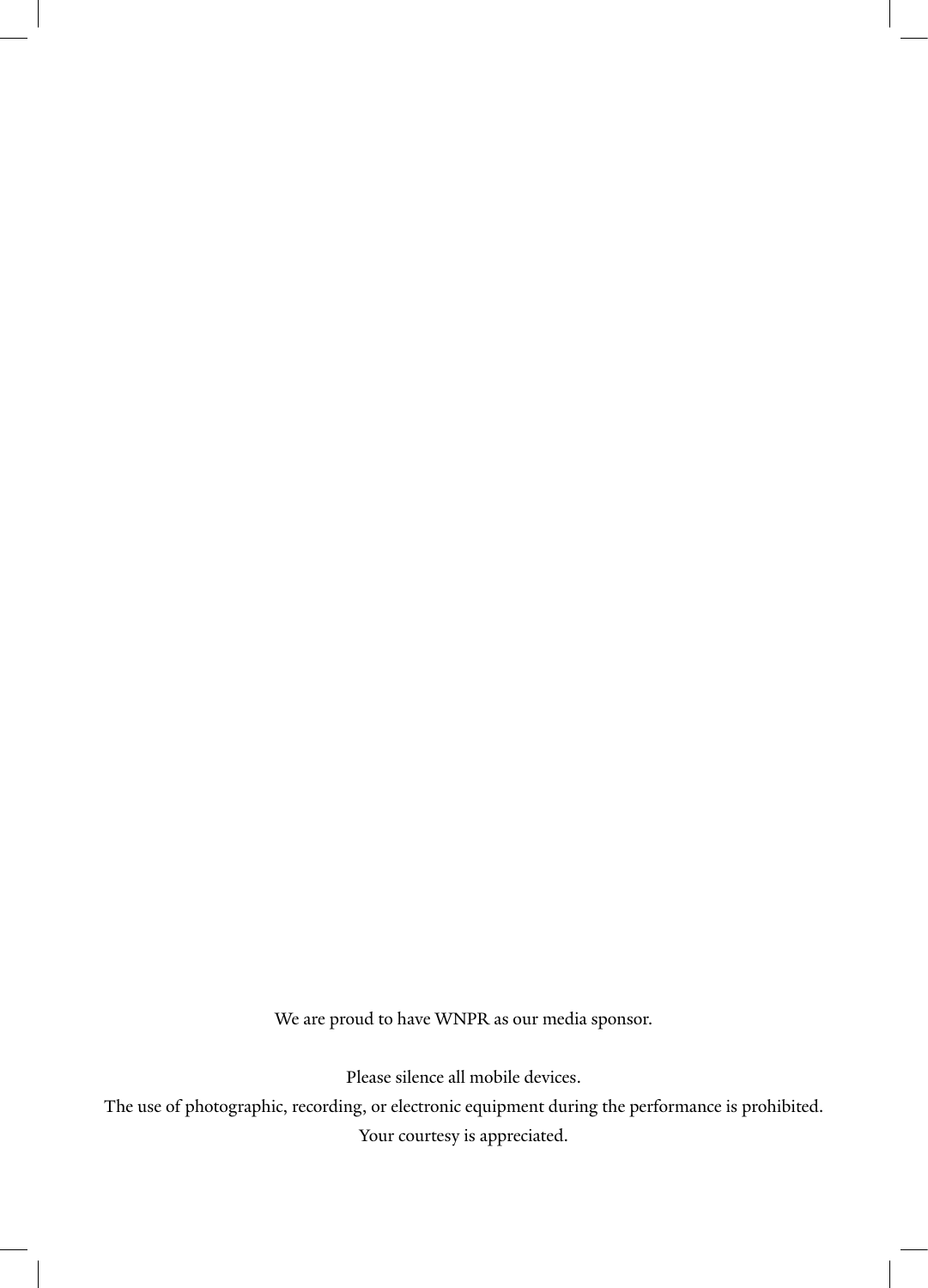We are proud to have WNPR as our media sponsor.

Please silence all mobile devices.

The use of photographic, recording, or electronic equipment during the performance is prohibited.

Your courtesy is appreciated.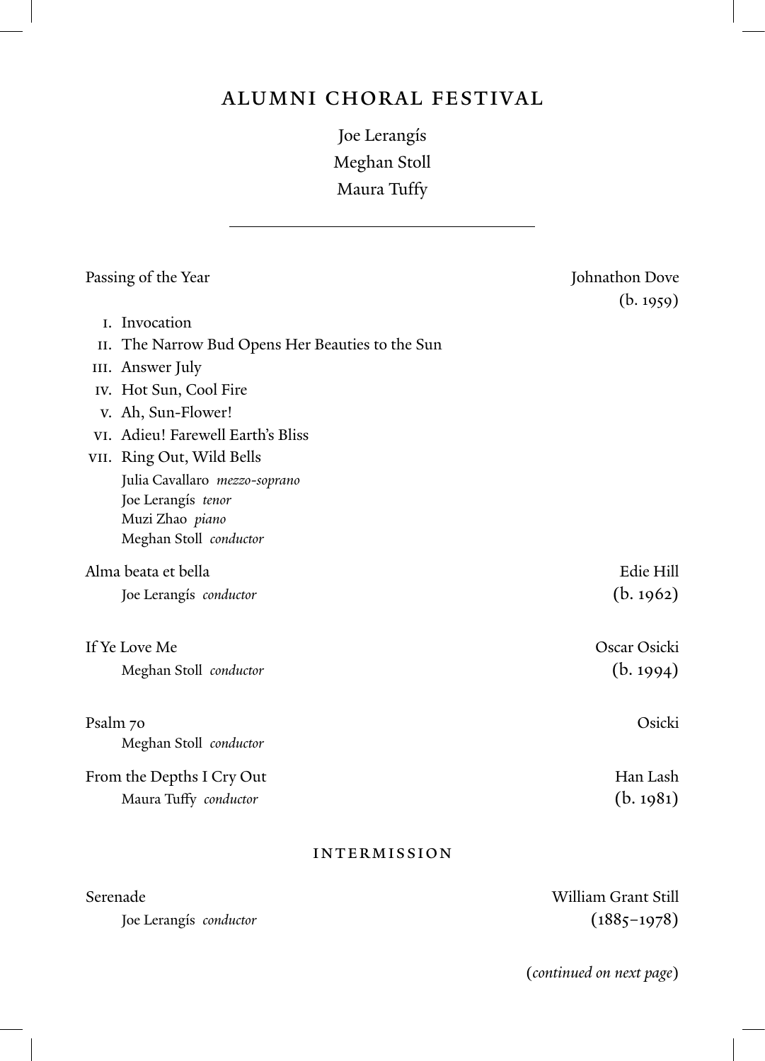# ALUMNI CHORAL FESTIVAL

Joe Lerangís
Meghan Stoll
Maura Tuffy

---

Passing of the Year — Johnathon Dove (b. 1959)

- I. Invocation
- II. The Narrow Bud Opens Her Beauties to the Sun
- III. Answer July
- IV. Hot Sun, Cool Fire
- V. Ah, Sun-Flower!
- VI. Adieu! Farewell Earth's Bliss
- VII. Ring Out, Wild Bells

Julia Cavallaro *mezzo-soprano*
Joe Lerangís *tenor*
Muzi Zhao *piano*
Meghan Stoll *conductor*

Alma beata et bella — Edie Hill (b. 1962)
Joe Lerangís *conductor*

If Ye Love Me — Oscar Osicki (b. 1994)
Meghan Stoll *conductor*

Psalm 70 — Osicki
Meghan Stoll *conductor*

From the Depths I Cry Out — Han Lash (b. 1981)
Maura Tuffy *conductor*

## INTERMISSION

Serenade — William Grant Still (1885–1978)
Joe Lerangís *conductor*

(*continued on next page*)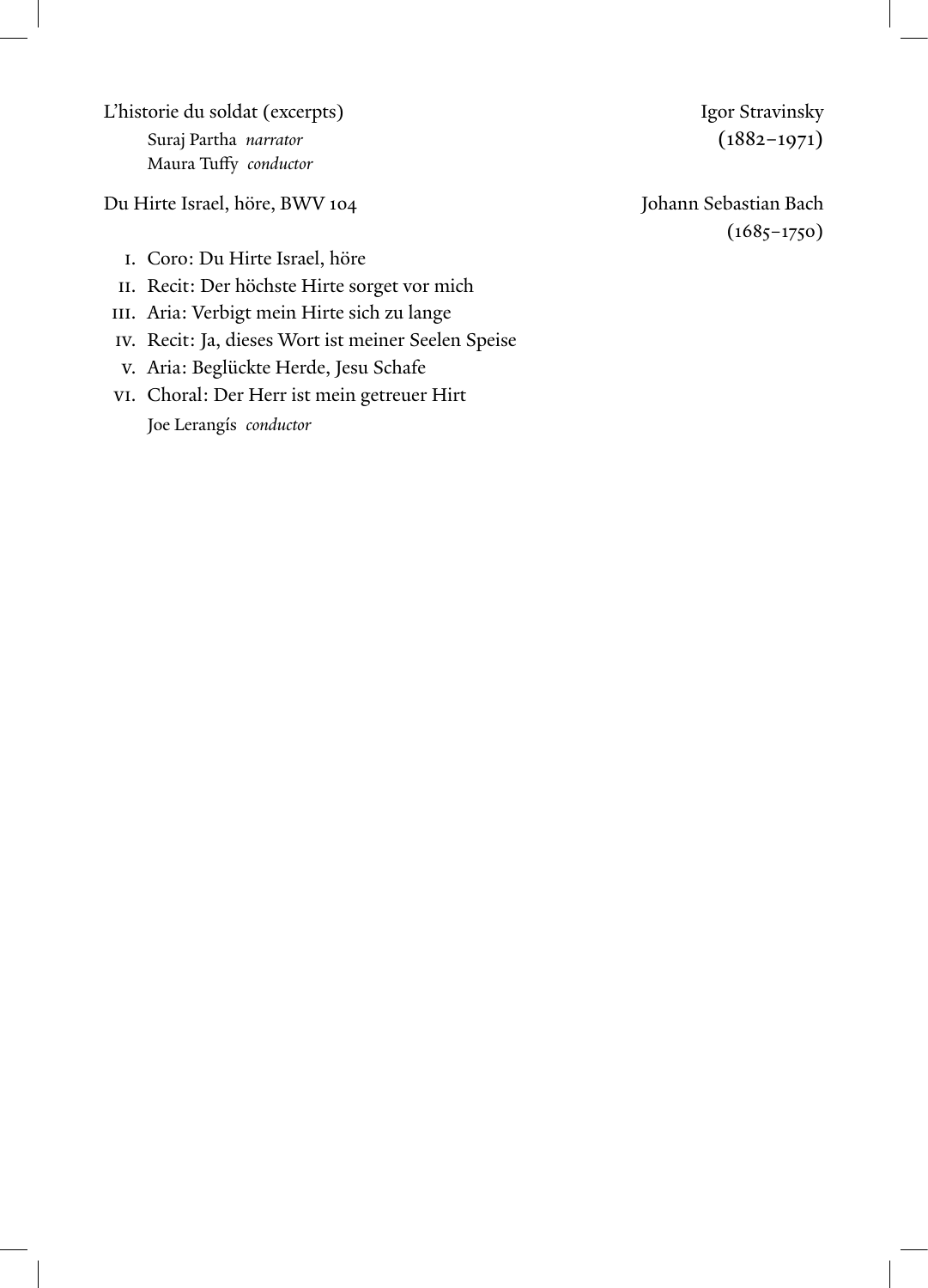L'historie du soldat (excerpts) — Igor Stravinsky (1882–1971)

Suraj Partha *narrator*
Maura Tuffy *conductor*

Du Hirte Israel, höre, BWV 104 — Johann Sebastian Bach (1685–1750)

I. Coro: Du Hirte Israel, höre
II. Recit: Der höchste Hirte sorget vor mich
III. Aria: Verbigt mein Hirte sich zu lange
IV. Recit: Ja, dieses Wort ist meiner Seelen Speise
V. Aria: Beglückte Herde, Jesu Schafe
VI. Choral: Der Herr ist mein getreuer Hirt

Joe Lerangís *conductor*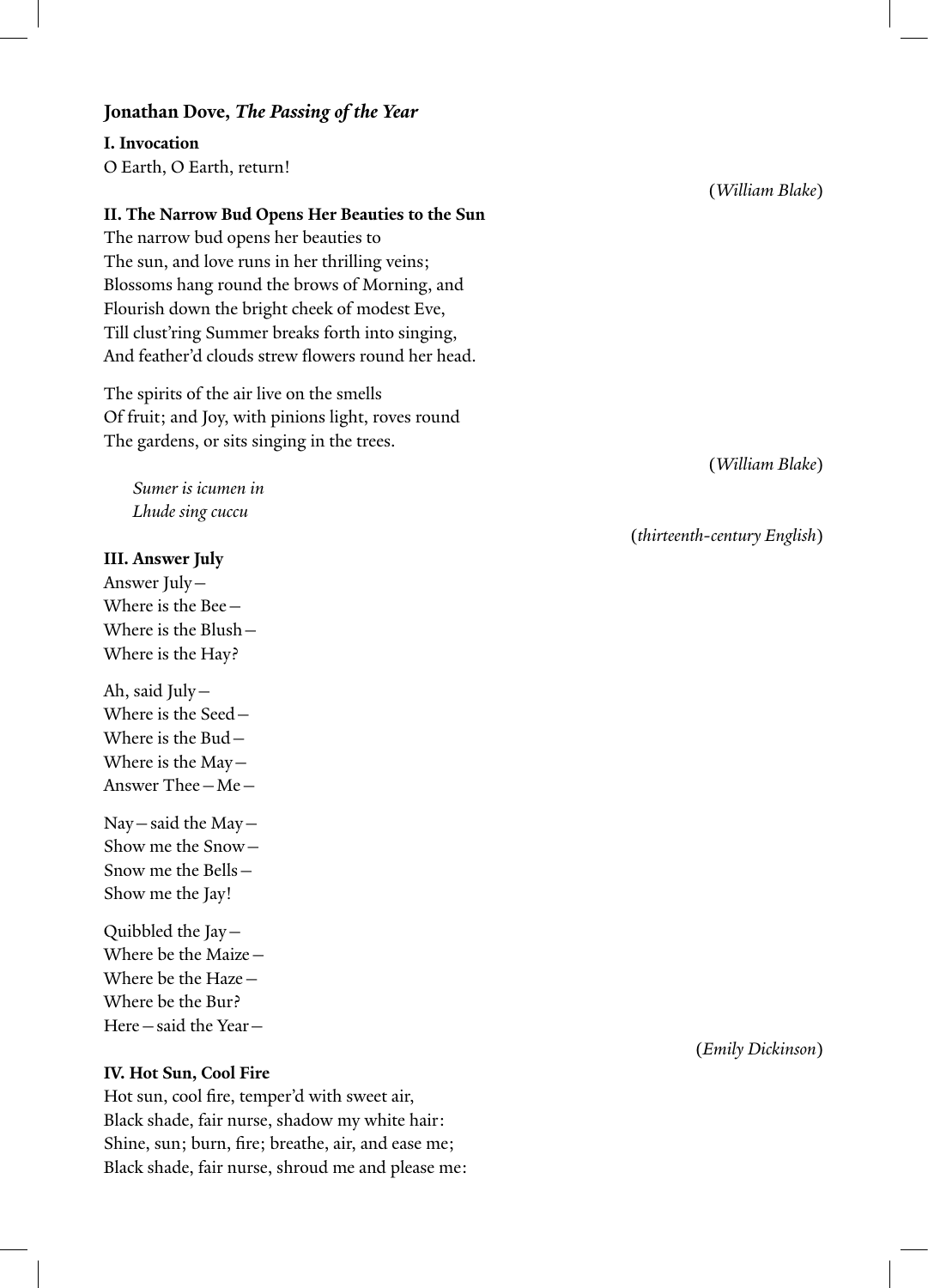## Jonathan Dove, *The Passing of the Year*

### I. Invocation

O Earth, O Earth, return!

(*William Blake*)

### II. The Narrow Bud Opens Her Beauties to the Sun

The narrow bud opens her beauties to  
The sun, and love runs in her thrilling veins;  
Blossoms hang round the brows of Morning, and  
Flourish down the bright cheek of modest Eve,  
Till clust'ring Summer breaks forth into singing,  
And feather'd clouds strew flowers round her head.

The spirits of the air live on the smells  
Of fruit; and Joy, with pinions light, roves round  
The gardens, or sits singing in the trees.

(*William Blake*)

> *Sumer is icumen in*  
> *Lhude sing cuccu*

(*thirteenth-century English*)

### III. Answer July

Answer July—  
Where is the Bee—  
Where is the Blush—  
Where is the Hay?

Ah, said July—  
Where is the Seed—  
Where is the Bud—  
Where is the May—  
Answer Thee—Me—

Nay—said the May—  
Show me the Snow—  
Snow me the Bells—  
Show me the Jay!

Quibbled the Jay—  
Where be the Maize—  
Where be the Haze—  
Where be the Bur?  
Here—said the Year—

(*Emily Dickinson*)

### IV. Hot Sun, Cool Fire

Hot sun, cool fire, temper'd with sweet air,  
Black shade, fair nurse, shadow my white hair:  
Shine, sun; burn, fire; breathe, air, and ease me;  
Black shade, fair nurse, shroud me and please me: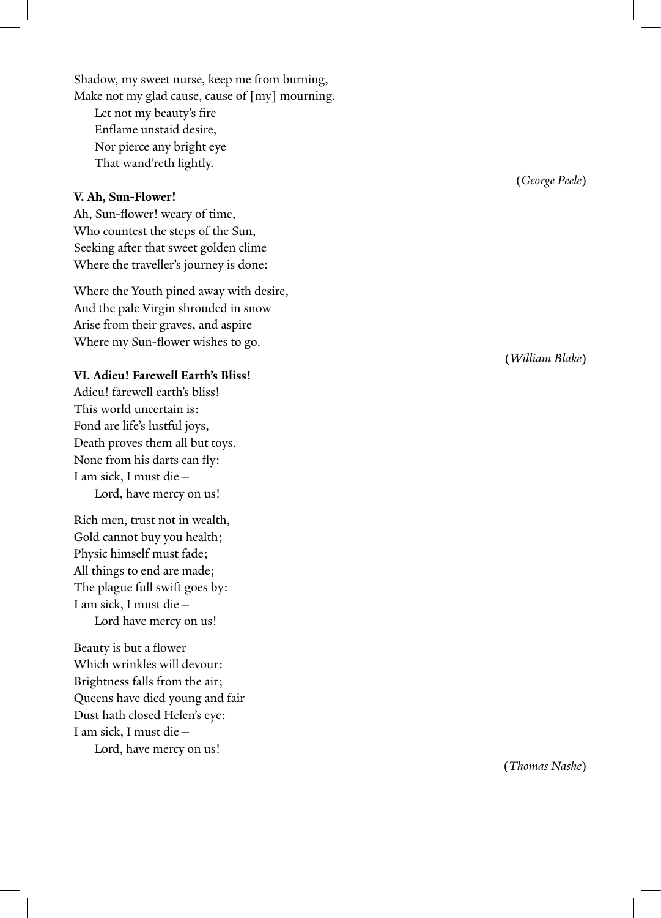Shadow, my sweet nurse, keep me from burning,
Make not my glad cause, cause of [my] mourning.
    Let not my beauty's fire
    Enflame unstaid desire,
    Nor pierce any bright eye
    That wand'reth lightly.

(*George Peele*)

### V. Ah, Sun-Flower!

Ah, Sun-flower! weary of time,
Who countest the steps of the Sun,
Seeking after that sweet golden clime
Where the traveller's journey is done:

Where the Youth pined away with desire,
And the pale Virgin shrouded in snow
Arise from their graves, and aspire
Where my Sun-flower wishes to go.

(*William Blake*)

### VI. Adieu! Farewell Earth's Bliss!

Adieu! farewell earth's bliss!
This world uncertain is:
Fond are life's lustful joys,
Death proves them all but toys.
None from his darts can fly:
I am sick, I must die—
    Lord, have mercy on us!

Rich men, trust not in wealth,
Gold cannot buy you health;
Physic himself must fade;
All things to end are made;
The plague full swift goes by:
I am sick, I must die—
    Lord have mercy on us!

Beauty is but a flower
Which wrinkles will devour:
Brightness falls from the air;
Queens have died young and fair
Dust hath closed Helen's eye:
I am sick, I must die—
    Lord, have mercy on us!

(*Thomas Nashe*)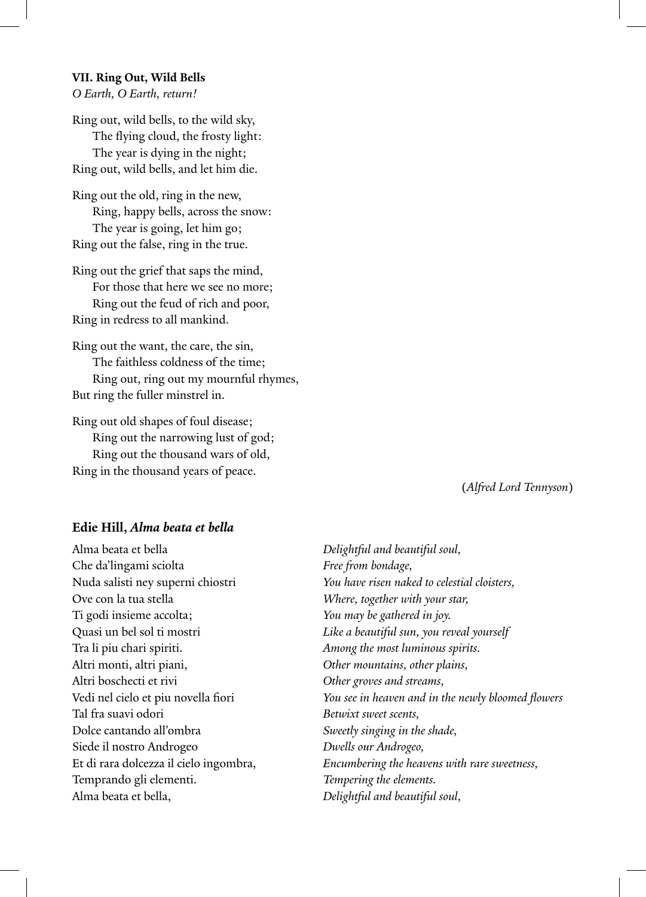**VII. Ring Out, Wild Bells**
*O Earth, O Earth, return!*

Ring out, wild bells, to the wild sky,
The flying cloud, the frosty light:
The year is dying in the night;
Ring out, wild bells, and let him die.

Ring out the old, ring in the new,
Ring, happy bells, across the snow:
The year is going, let him go;
Ring out the false, ring in the true.

Ring out the grief that saps the mind,
For those that here we see no more;
Ring out the feud of rich and poor,
Ring in redress to all mankind.

Ring out the want, the care, the sin,
The faithless coldness of the time;
Ring out, ring out my mournful rhymes,
But ring the fuller minstrel in.

Ring out old shapes of foul disease;
Ring out the narrowing lust of god;
Ring out the thousand wars of old,
Ring in the thousand years of peace.

(*Alfred Lord Tennyson*)

## Edie Hill, *Alma beata et bella*

| | |
|---|---|
| Alma beata et bella | *Delightful and beautiful soul,* |
| Che da'lingami sciolta | *Free from bondage,* |
| Nuda salisti ney superni chiostri | *You have risen naked to celestial cloisters,* |
| Ove con la tua stella | *Where, together with your star,* |
| Ti godi insieme accolta; | *You may be gathered in joy.* |
| Quasi un bel sol ti mostri | *Like a beautiful sun, you reveal yourself* |
| Tra li piu chari spiriti. | *Among the most luminous spirits.* |
| Altri monti, altri piani, | *Other mountains, other plains,* |
| Altri boschecti et rivi | *Other groves and streams,* |
| Vedi nel cielo et piu novella fiori | *You see in heaven and in the newly bloomed flowers* |
| Tal fra suavi odori | *Betwixt sweet scents,* |
| Dolce cantando all'ombra | *Sweetly singing in the shade,* |
| Siede il nostro Androgeo | *Dwells our Androgeo,* |
| Et di rara dolcezza il cielo ingombra, | *Encumbering the heavens with rare sweetness,* |
| Temprando gli elementi. | *Tempering the elements.* |
| Alma beata et bella, | *Delightful and beautiful soul,* |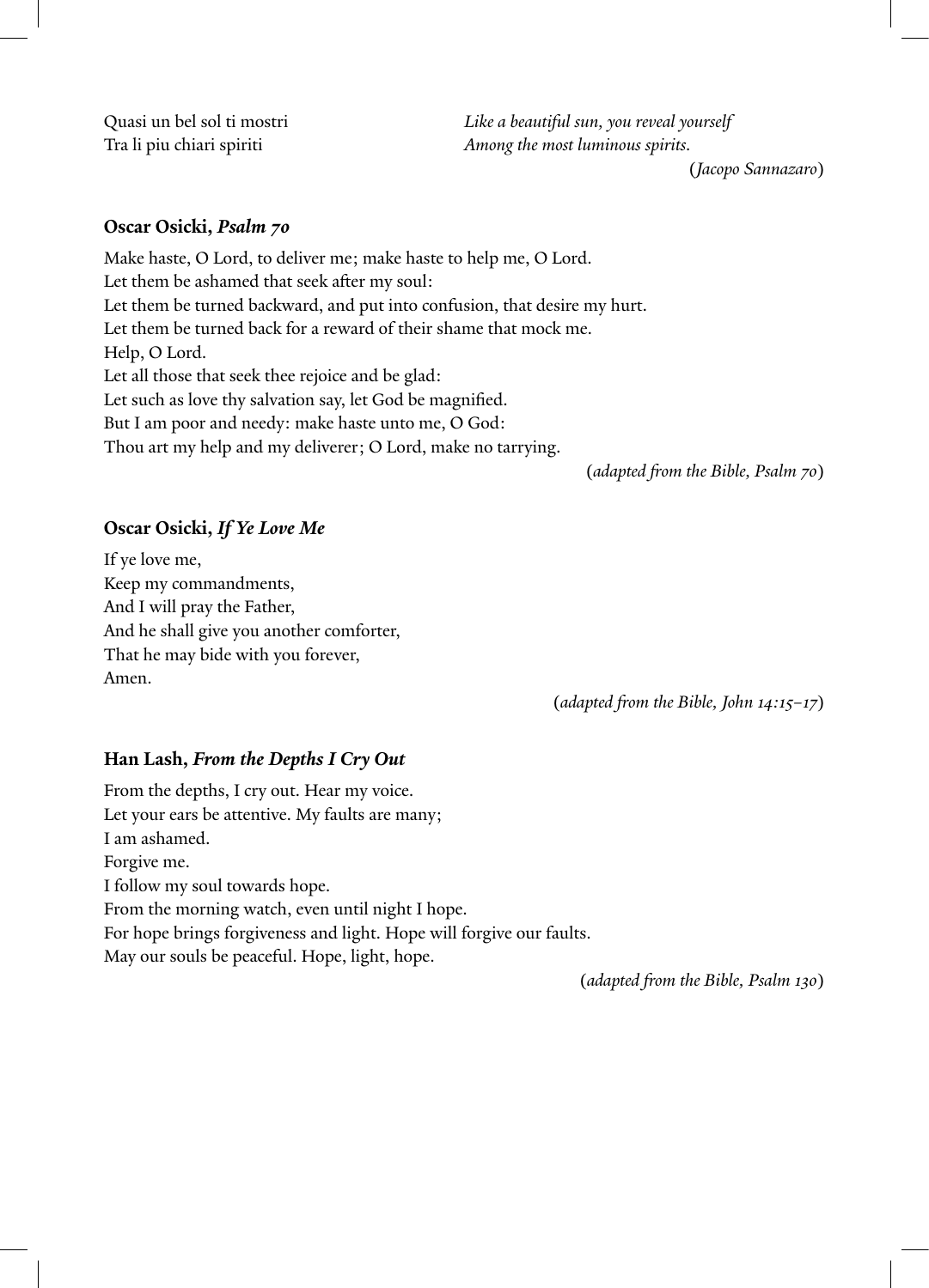Quasi un bel sol ti mostri
Tra li piu chiari spiriti

*Like a beautiful sun, you reveal yourself*
*Among the most luminous spirits.*

(*Jacopo Sannazaro*)

### Oscar Osicki, *Psalm 70*

Make haste, O Lord, to deliver me; make haste to help me, O Lord.
Let them be ashamed that seek after my soul:
Let them be turned backward, and put into confusion, that desire my hurt.
Let them be turned back for a reward of their shame that mock me.
Help, O Lord.
Let all those that seek thee rejoice and be glad:
Let such as love thy salvation say, let God be magnified.
But I am poor and needy: make haste unto me, O God:
Thou art my help and my deliverer; O Lord, make no tarrying.

(*adapted from the Bible, Psalm 70*)

### Oscar Osicki, *If Ye Love Me*

If ye love me,
Keep my commandments,
And I will pray the Father,
And he shall give you another comforter,
That he may bide with you forever,
Amen.

(*adapted from the Bible, John 14:15–17*)

### Han Lash, *From the Depths I Cry Out*

From the depths, I cry out. Hear my voice.
Let your ears be attentive. My faults are many;
I am ashamed.
Forgive me.
I follow my soul towards hope.
From the morning watch, even until night I hope.
For hope brings forgiveness and light. Hope will forgive our faults.
May our souls be peaceful. Hope, light, hope.

(*adapted from the Bible, Psalm 130*)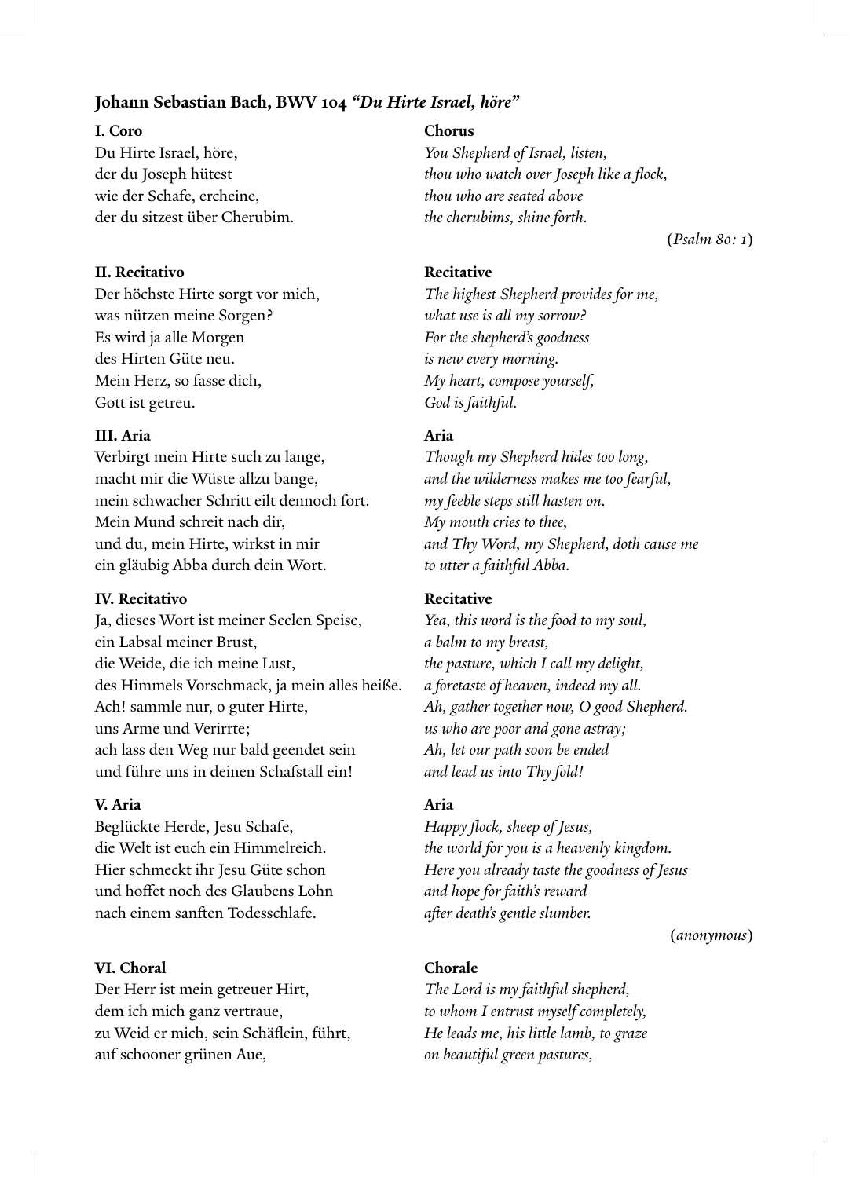### Johann Sebastian Bach, BWV 104 *"Du Hirte Israel, höre"*

**I. Coro**

Du Hirte Israel, höre,
der du Joseph hütest
wie der Schafe, ercheine,
der du sitzest über Cherubim.

**Chorus**

*You Shepherd of Israel, listen,*
*thou who watch over Joseph like a flock,*
*thou who are seated above*
*the cherubims, shine forth.*

(*Psalm 80: 1*)

**II. Recitativo**

Der höchste Hirte sorgt vor mich,
was nützen meine Sorgen?
Es wird ja alle Morgen
des Hirten Güte neu.
Mein Herz, so fasse dich,
Gott ist getreu.

**Recitative**

*The highest Shepherd provides for me,*
*what use is all my sorrow?*
*For the shepherd's goodness*
*is new every morning.*
*My heart, compose yourself,*
*God is faithful.*

**III. Aria**

Verbirgt mein Hirte such zu lange,
macht mir die Wüste allzu bange,
mein schwacher Schritt eilt dennoch fort.
Mein Mund schreit nach dir,
und du, mein Hirte, wirkst in mir
ein gläubig Abba durch dein Wort.

**Aria**

*Though my Shepherd hides too long,*
*and the wilderness makes me too fearful,*
*my feeble steps still hasten on.*
*My mouth cries to thee,*
*and Thy Word, my Shepherd, doth cause me*
*to utter a faithful Abba.*

**IV. Recitativo**

Ja, dieses Wort ist meiner Seelen Speise,
ein Labsal meiner Brust,
die Weide, die ich meine Lust,
des Himmels Vorschmack, ja mein alles heiße.
Ach! sammle nur, o guter Hirte,
uns Arme und Verirrte;
ach lass den Weg nur bald geendet sein
und führe uns in deinen Schafstall ein!

**Recitative**

*Yea, this word is the food to my soul,*
*a balm to my breast,*
*the pasture, which I call my delight,*
*a foretaste of heaven, indeed my all.*
*Ah, gather together now, O good Shepherd.*
*us who are poor and gone astray;*
*Ah, let our path soon be ended*
*and lead us into Thy fold!*

**V. Aria**

Beglückte Herde, Jesu Schafe,
die Welt ist euch ein Himmelreich.
Hier schmeckt ihr Jesu Güte schon
und hoffet noch des Glaubens Lohn
nach einem sanften Todesschlafe.

**Aria**

*Happy flock, sheep of Jesus,*
*the world for you is a heavenly kingdom.*
*Here you already taste the goodness of Jesus*
*and hope for faith's reward*
*after death's gentle slumber.*

(*anonymous*)

**VI. Choral**

Der Herr ist mein getreuer Hirt,
dem ich mich ganz vertraue,
zu Weid er mich, sein Schäflein, führt,
auf schooner grünen Aue,

**Chorale**

*The Lord is my faithful shepherd,*
*to whom I entrust myself completely,*
*He leads me, his little lamb, to graze*
*on beautiful green pastures,*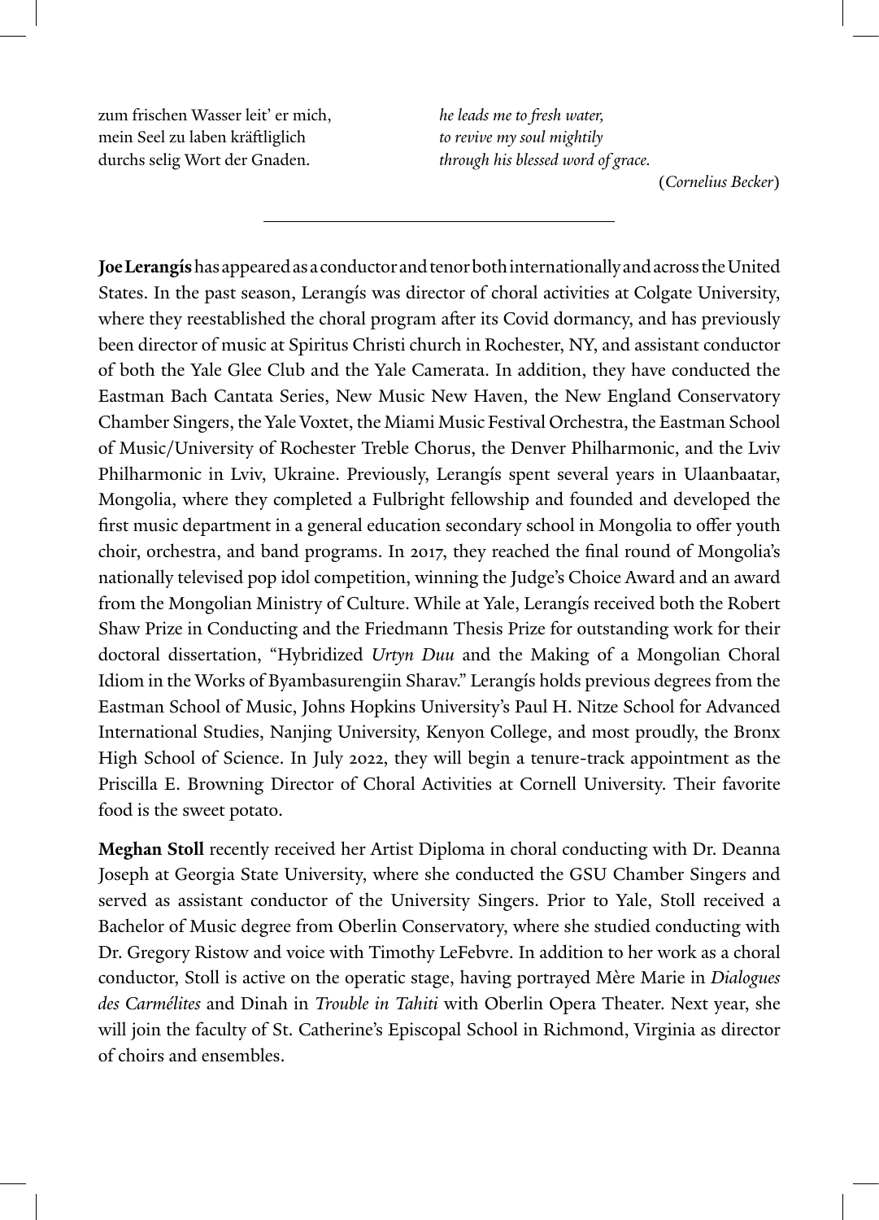| | |
|---|---|
| zum frischen Wasser leit' er mich, | *he leads me to fresh water,* |
| mein Seel zu laben kräftliglich | *to revive my soul mightily* |
| durchs selig Wort der Gnaden. | *through his blessed word of grace.* |

(*Cornelius Becker*)

---

**Joe Lerangís** has appeared as a conductor and tenor both internationally and across the United States. In the past season, Lerangís was director of choral activities at Colgate University, where they reestablished the choral program after its Covid dormancy, and has previously been director of music at Spiritus Christi church in Rochester, NY, and assistant conductor of both the Yale Glee Club and the Yale Camerata. In addition, they have conducted the Eastman Bach Cantata Series, New Music New Haven, the New England Conservatory Chamber Singers, the Yale Voxtet, the Miami Music Festival Orchestra, the Eastman School of Music/University of Rochester Treble Chorus, the Denver Philharmonic, and the Lviv Philharmonic in Lviv, Ukraine. Previously, Lerangís spent several years in Ulaanbaatar, Mongolia, where they completed a Fulbright fellowship and founded and developed the first music department in a general education secondary school in Mongolia to offer youth choir, orchestra, and band programs. In 2017, they reached the final round of Mongolia's nationally televised pop idol competition, winning the Judge's Choice Award and an award from the Mongolian Ministry of Culture. While at Yale, Lerangís received both the Robert Shaw Prize in Conducting and the Friedmann Thesis Prize for outstanding work for their doctoral dissertation, "Hybridized *Urtyn Duu* and the Making of a Mongolian Choral Idiom in the Works of Byambasurengiin Sharav." Lerangís holds previous degrees from the Eastman School of Music, Johns Hopkins University's Paul H. Nitze School for Advanced International Studies, Nanjing University, Kenyon College, and most proudly, the Bronx High School of Science. In July 2022, they will begin a tenure-track appointment as the Priscilla E. Browning Director of Choral Activities at Cornell University. Their favorite food is the sweet potato.

**Meghan Stoll** recently received her Artist Diploma in choral conducting with Dr. Deanna Joseph at Georgia State University, where she conducted the GSU Chamber Singers and served as assistant conductor of the University Singers. Prior to Yale, Stoll received a Bachelor of Music degree from Oberlin Conservatory, where she studied conducting with Dr. Gregory Ristow and voice with Timothy LeFebvre. In addition to her work as a choral conductor, Stoll is active on the operatic stage, having portrayed Mère Marie in *Dialogues des Carmélites* and Dinah in *Trouble in Tahiti* with Oberlin Opera Theater. Next year, she will join the faculty of St. Catherine's Episcopal School in Richmond, Virginia as director of choirs and ensembles.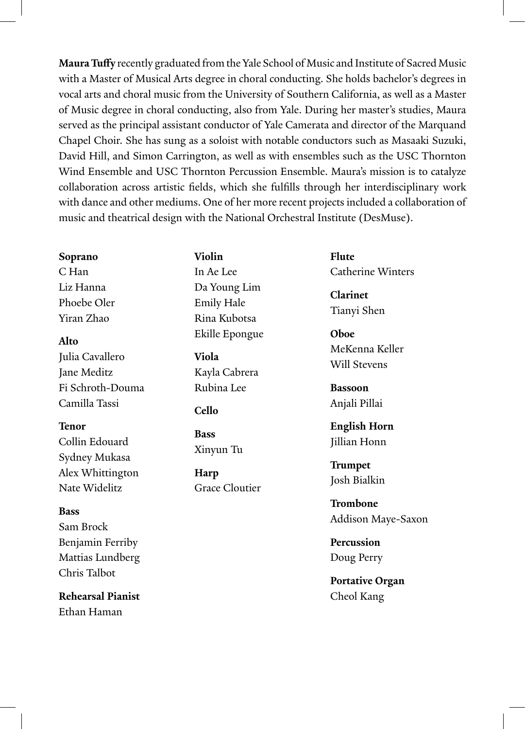**Maura Tuffy** recently graduated from the Yale School of Music and Institute of Sacred Music with a Master of Musical Arts degree in choral conducting. She holds bachelor's degrees in vocal arts and choral music from the University of Southern California, as well as a Master of Music degree in choral conducting, also from Yale. During her master's studies, Maura served as the principal assistant conductor of Yale Camerata and director of the Marquand Chapel Choir. She has sung as a soloist with notable conductors such as Masaaki Suzuki, David Hill, and Simon Carrington, as well as with ensembles such as the USC Thornton Wind Ensemble and USC Thornton Percussion Ensemble. Maura's mission is to catalyze collaboration across artistic fields, which she fulfills through her interdisciplinary work with dance and other mediums. One of her more recent projects included a collaboration of music and theatrical design with the National Orchestral Institute (DesMuse).

**Soprano**
C Han
Liz Hanna
Phoebe Oler
Yiran Zhao

**Alto**
Julia Cavallero
Jane Meditz
Fi Schroth-Douma
Camilla Tassi

**Tenor**
Collin Edouard
Sydney Mukasa
Alex Whittington
Nate Widelitz

**Bass**
Sam Brock
Benjamin Ferriby
Mattias Lundberg
Chris Talbot

**Rehearsal Pianist**
Ethan Haman

**Violin**
In Ae Lee
Da Young Lim
Emily Hale
Rina Kubotsa
Ekille Epongue

**Viola**
Kayla Cabrera
Rubina Lee

**Cello**

**Bass**
Xinyun Tu

**Harp**
Grace Cloutier

**Flute**
Catherine Winters

**Clarinet**
Tianyi Shen

**Oboe**
MeKenna Keller
Will Stevens

**Bassoon**
Anjali Pillai

**English Horn**
Jillian Honn

**Trumpet**
Josh Bialkin

**Trombone**
Addison Maye-Saxon

**Percussion**
Doug Perry

**Portative Organ**
Cheol Kang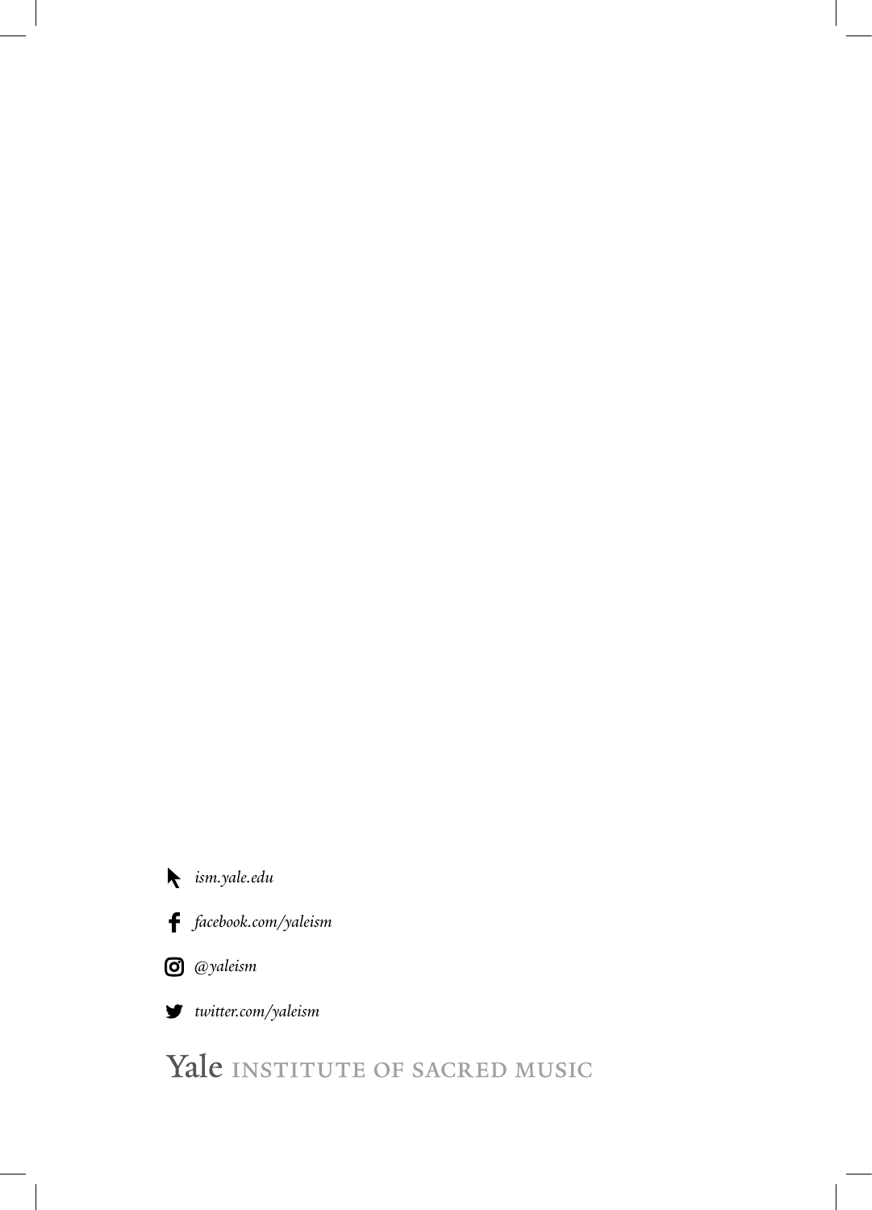*ism.yale.edu*

*facebook.com/yaleism*

*@yaleism*

*twitter.com/yaleism*

Yale INSTITUTE OF SACRED MUSIC